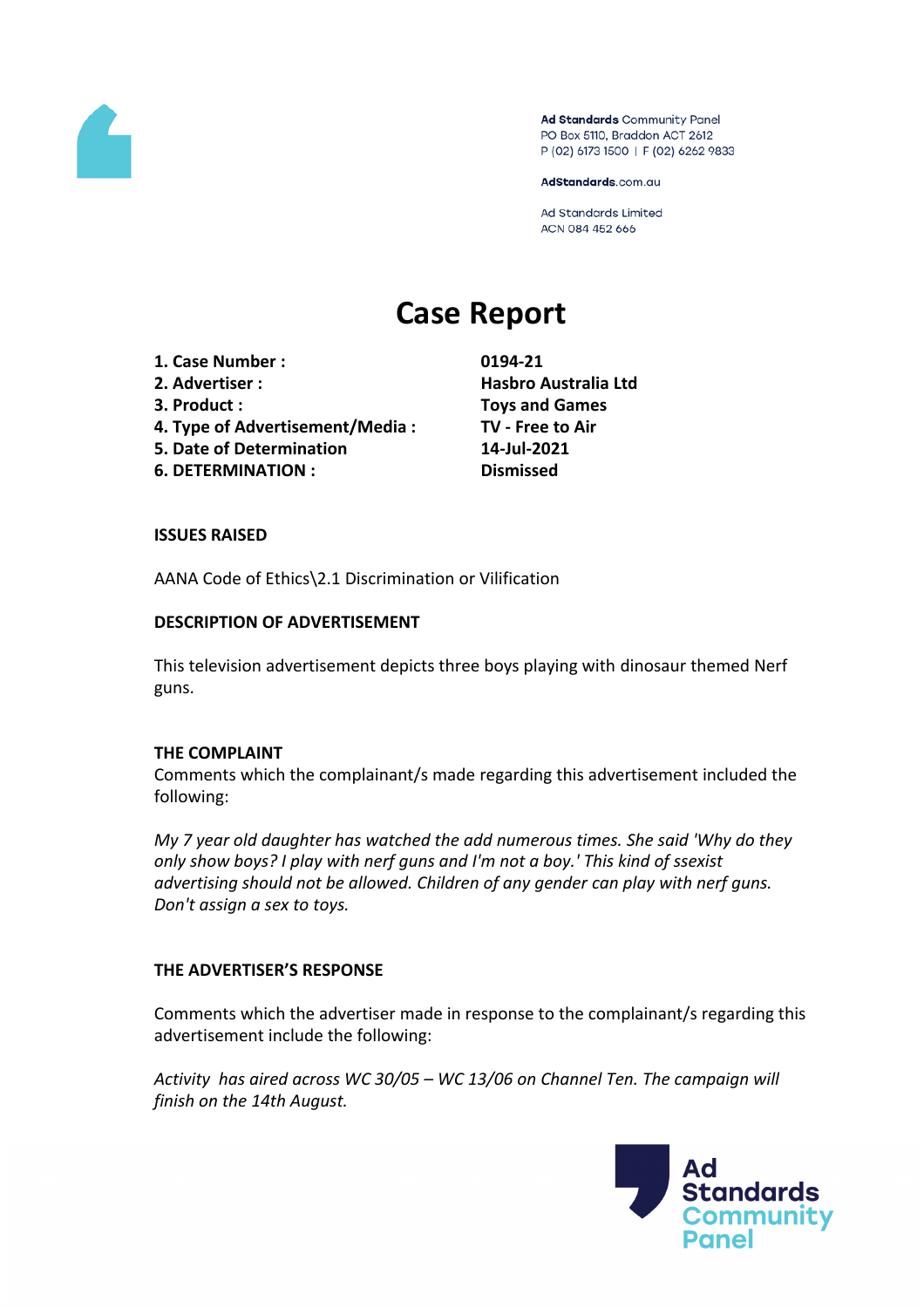Ad Standards Community Panel
PO Box 5110, Braddon ACT 2612
P (02) 6173 1500 | F (02) 6262 9833

AdStandards.com.au

Ad Standards Limited
ACN 084 452 666

# Case Report

| | |
|---|---|
| **1. Case Number :** | **0194-21** |
| **2. Advertiser :** | **Hasbro Australia Ltd** |
| **3. Product :** | **Toys and Games** |
| **4. Type of Advertisement/Media :** | **TV - Free to Air** |
| **5. Date of Determination** | **14-Jul-2021** |
| **6. DETERMINATION :** | **Dismissed** |

**ISSUES RAISED**

AANA Code of Ethics\2.1 Discrimination or Vilification

**DESCRIPTION OF ADVERTISEMENT**

This television advertisement depicts three boys playing with dinosaur themed Nerf guns.

**THE COMPLAINT**

Comments which the complainant/s made regarding this advertisement included the following:

*My 7 year old daughter has watched the add numerous times. She said 'Why do they only show boys? I play with nerf guns and I'm not a boy.' This kind of ssexist advertising should not be allowed. Children of any gender can play with nerf guns. Don't assign a sex to toys.*

**THE ADVERTISER'S RESPONSE**

Comments which the advertiser made in response to the complainant/s regarding this advertisement include the following:

*Activity has aired across WC 30/05 – WC 13/06 on Channel Ten. The campaign will finish on the 14th August.*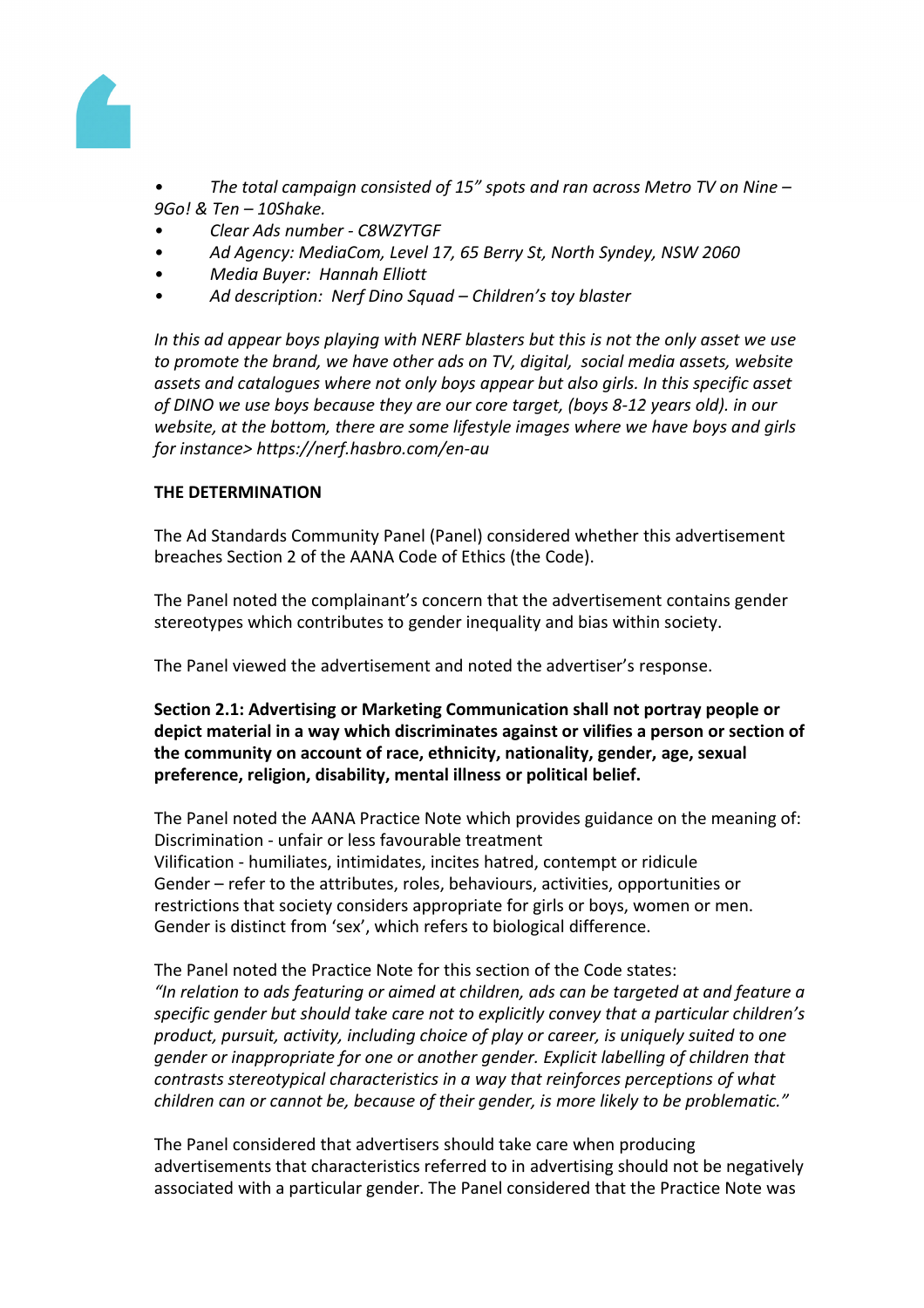- *The total campaign consisted of 15" spots and ran across Metro TV on Nine – 9Go! & Ten – 10Shake.*
- *Clear Ads number - C8WZYTGF*
- *Ad Agency: MediaCom, Level 17, 65 Berry St, North Syndey, NSW 2060*
- *Media Buyer: Hannah Elliott*
- *Ad description: Nerf Dino Squad – Children's toy blaster*

*In this ad appear boys playing with NERF blasters but this is not the only asset we use to promote the brand, we have other ads on TV, digital, social media assets, website assets and catalogues where not only boys appear but also girls. In this specific asset of DINO we use boys because they are our core target, (boys 8-12 years old). in our website, at the bottom, there are some lifestyle images where we have boys and girls for instance> https://nerf.hasbro.com/en-au*

**THE DETERMINATION**

The Ad Standards Community Panel (Panel) considered whether this advertisement breaches Section 2 of the AANA Code of Ethics (the Code).

The Panel noted the complainant's concern that the advertisement contains gender stereotypes which contributes to gender inequality and bias within society.

The Panel viewed the advertisement and noted the advertiser's response.

**Section 2.1: Advertising or Marketing Communication shall not portray people or depict material in a way which discriminates against or vilifies a person or section of the community on account of race, ethnicity, nationality, gender, age, sexual preference, religion, disability, mental illness or political belief.**

The Panel noted the AANA Practice Note which provides guidance on the meaning of:
Discrimination - unfair or less favourable treatment
Vilification - humiliates, intimidates, incites hatred, contempt or ridicule
Gender – refer to the attributes, roles, behaviours, activities, opportunities or restrictions that society considers appropriate for girls or boys, women or men. Gender is distinct from 'sex', which refers to biological difference.

The Panel noted the Practice Note for this section of the Code states:
*"In relation to ads featuring or aimed at children, ads can be targeted at and feature a specific gender but should take care not to explicitly convey that a particular children's product, pursuit, activity, including choice of play or career, is uniquely suited to one gender or inappropriate for one or another gender. Explicit labelling of children that contrasts stereotypical characteristics in a way that reinforces perceptions of what children can or cannot be, because of their gender, is more likely to be problematic."*

The Panel considered that advertisers should take care when producing advertisements that characteristics referred to in advertising should not be negatively associated with a particular gender. The Panel considered that the Practice Note was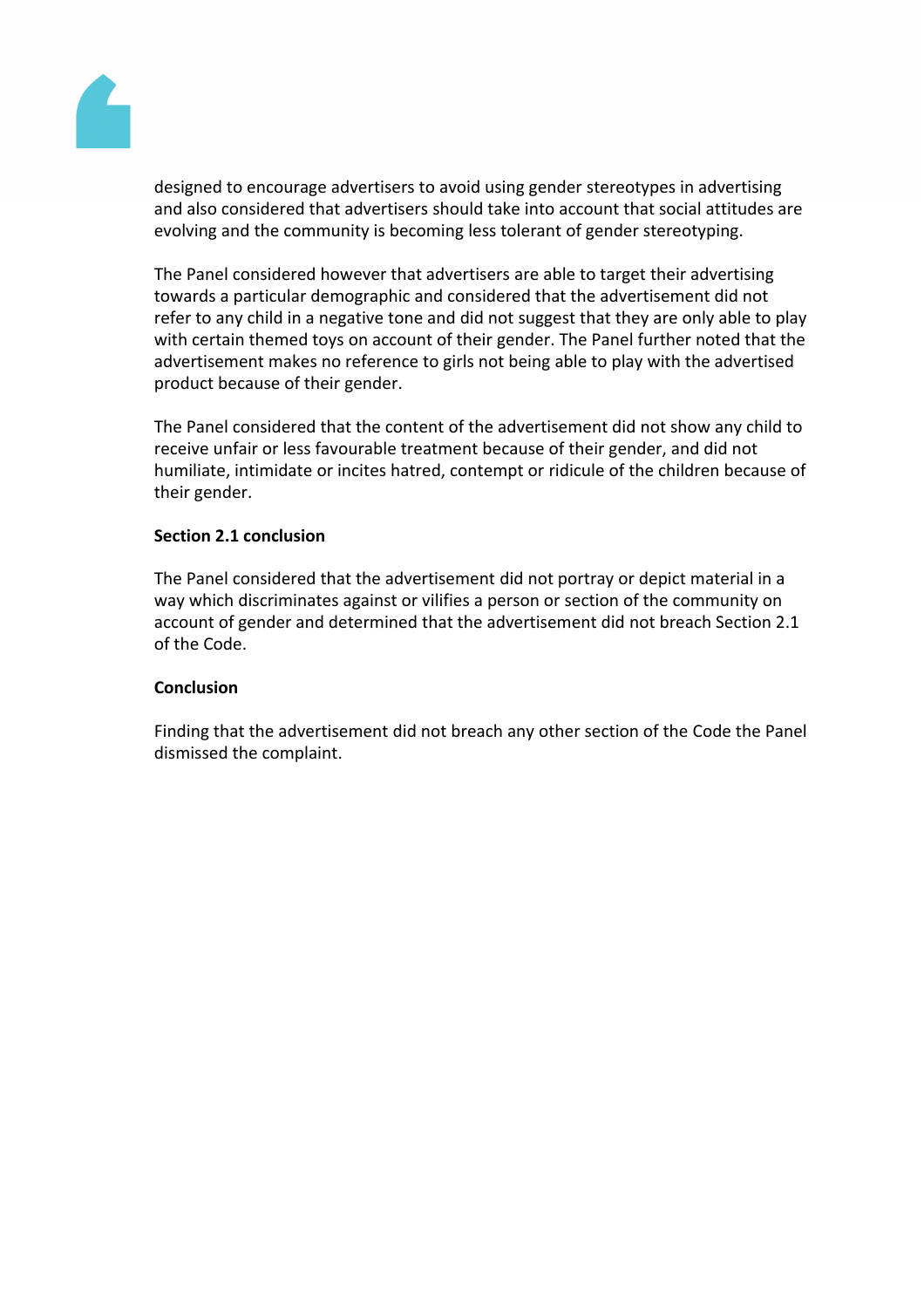designed to encourage advertisers to avoid using gender stereotypes in advertising and also considered that advertisers should take into account that social attitudes are evolving and the community is becoming less tolerant of gender stereotyping.

The Panel considered however that advertisers are able to target their advertising towards a particular demographic and considered that the advertisement did not refer to any child in a negative tone and did not suggest that they are only able to play with certain themed toys on account of their gender. The Panel further noted that the advertisement makes no reference to girls not being able to play with the advertised product because of their gender.

The Panel considered that the content of the advertisement did not show any child to receive unfair or less favourable treatment because of their gender, and did not humiliate, intimidate or incites hatred, contempt or ridicule of the children because of their gender.

**Section 2.1 conclusion**

The Panel considered that the advertisement did not portray or depict material in a way which discriminates against or vilifies a person or section of the community on account of gender and determined that the advertisement did not breach Section 2.1 of the Code.

**Conclusion**

Finding that the advertisement did not breach any other section of the Code the Panel dismissed the complaint.